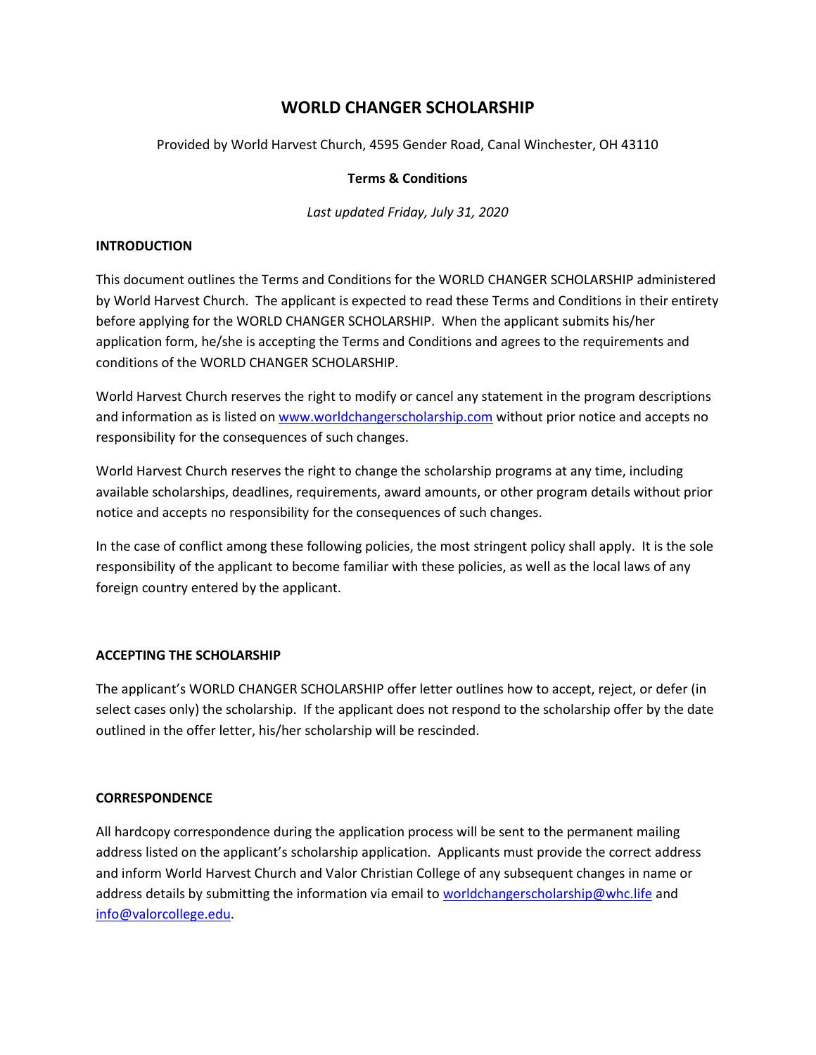# WORLD CHANGER SCHOLARSHIP

Provided by World Harvest Church, 4595 Gender Road, Canal Winchester, OH 43110

**Terms & Conditions**

*Last updated Friday, July 31, 2020*

## INTRODUCTION

This document outlines the Terms and Conditions for the WORLD CHANGER SCHOLARSHIP administered by World Harvest Church. The applicant is expected to read these Terms and Conditions in their entirety before applying for the WORLD CHANGER SCHOLARSHIP. When the applicant submits his/her application form, he/she is accepting the Terms and Conditions and agrees to the requirements and conditions of the WORLD CHANGER SCHOLARSHIP.

World Harvest Church reserves the right to modify or cancel any statement in the program descriptions and information as is listed on [www.worldchangerscholarship.com](http://www.worldchangerscholarship.com) without prior notice and accepts no responsibility for the consequences of such changes.

World Harvest Church reserves the right to change the scholarship programs at any time, including available scholarships, deadlines, requirements, award amounts, or other program details without prior notice and accepts no responsibility for the consequences of such changes.

In the case of conflict among these following policies, the most stringent policy shall apply. It is the sole responsibility of the applicant to become familiar with these policies, as well as the local laws of any foreign country entered by the applicant.

## ACCEPTING THE SCHOLARSHIP

The applicant's WORLD CHANGER SCHOLARSHIP offer letter outlines how to accept, reject, or defer (in select cases only) the scholarship. If the applicant does not respond to the scholarship offer by the date outlined in the offer letter, his/her scholarship will be rescinded.

## CORRESPONDENCE

All hardcopy correspondence during the application process will be sent to the permanent mailing address listed on the applicant's scholarship application. Applicants must provide the correct address and inform World Harvest Church and Valor Christian College of any subsequent changes in name or address details by submitting the information via email to [worldchangerscholarship@whc.life](mailto:worldchangerscholarship@whc.life) and [info@valorcollege.edu](mailto:info@valorcollege.edu).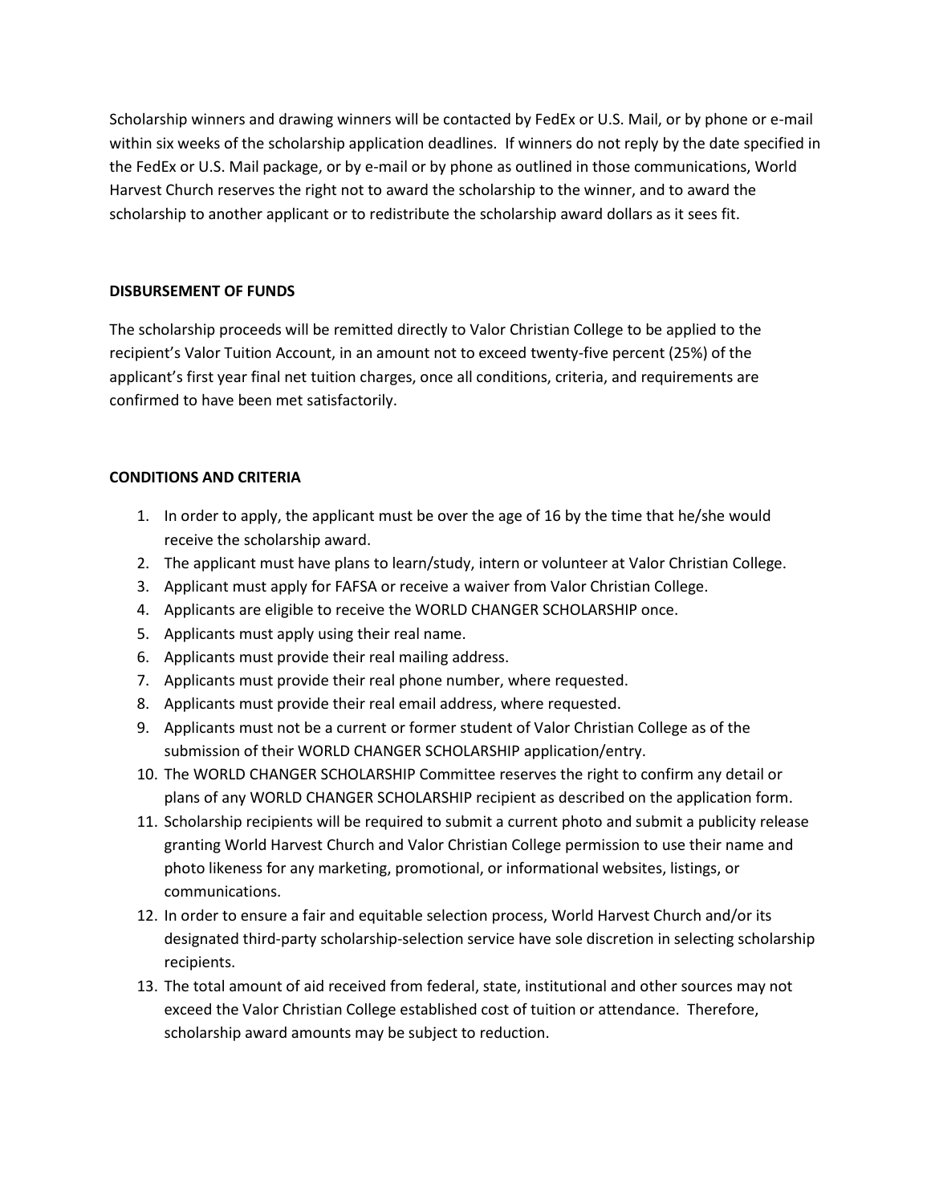Scholarship winners and drawing winners will be contacted by FedEx or U.S. Mail, or by phone or e-mail within six weeks of the scholarship application deadlines. If winners do not reply by the date specified in the FedEx or U.S. Mail package, or by e-mail or by phone as outlined in those communications, World Harvest Church reserves the right not to award the scholarship to the winner, and to award the scholarship to another applicant or to redistribute the scholarship award dollars as it sees fit.

**DISBURSEMENT OF FUNDS**

The scholarship proceeds will be remitted directly to Valor Christian College to be applied to the recipient's Valor Tuition Account, in an amount not to exceed twenty-five percent (25%) of the applicant's first year final net tuition charges, once all conditions, criteria, and requirements are confirmed to have been met satisfactorily.

**CONDITIONS AND CRITERIA**

1. In order to apply, the applicant must be over the age of 16 by the time that he/she would receive the scholarship award.
2. The applicant must have plans to learn/study, intern or volunteer at Valor Christian College.
3. Applicant must apply for FAFSA or receive a waiver from Valor Christian College.
4. Applicants are eligible to receive the WORLD CHANGER SCHOLARSHIP once.
5. Applicants must apply using their real name.
6. Applicants must provide their real mailing address.
7. Applicants must provide their real phone number, where requested.
8. Applicants must provide their real email address, where requested.
9. Applicants must not be a current or former student of Valor Christian College as of the submission of their WORLD CHANGER SCHOLARSHIP application/entry.
10. The WORLD CHANGER SCHOLARSHIP Committee reserves the right to confirm any detail or plans of any WORLD CHANGER SCHOLARSHIP recipient as described on the application form.
11. Scholarship recipients will be required to submit a current photo and submit a publicity release granting World Harvest Church and Valor Christian College permission to use their name and photo likeness for any marketing, promotional, or informational websites, listings, or communications.
12. In order to ensure a fair and equitable selection process, World Harvest Church and/or its designated third-party scholarship-selection service have sole discretion in selecting scholarship recipients.
13. The total amount of aid received from federal, state, institutional and other sources may not exceed the Valor Christian College established cost of tuition or attendance. Therefore, scholarship award amounts may be subject to reduction.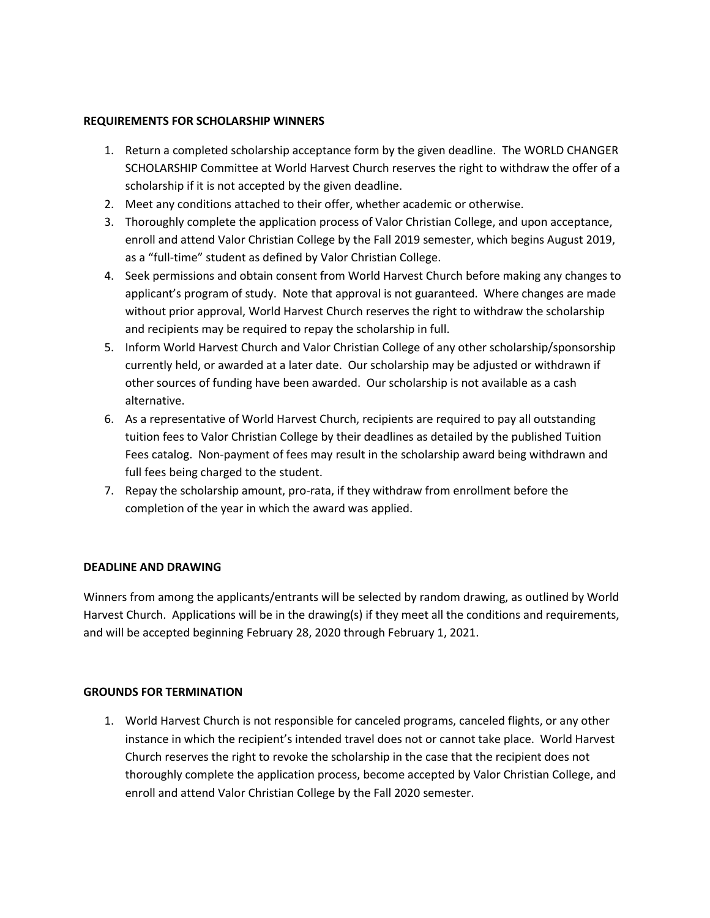**REQUIREMENTS FOR SCHOLARSHIP WINNERS**

1. Return a completed scholarship acceptance form by the given deadline. The WORLD CHANGER SCHOLARSHIP Committee at World Harvest Church reserves the right to withdraw the offer of a scholarship if it is not accepted by the given deadline.
2. Meet any conditions attached to their offer, whether academic or otherwise.
3. Thoroughly complete the application process of Valor Christian College, and upon acceptance, enroll and attend Valor Christian College by the Fall 2019 semester, which begins August 2019, as a "full-time" student as defined by Valor Christian College.
4. Seek permissions and obtain consent from World Harvest Church before making any changes to applicant's program of study. Note that approval is not guaranteed. Where changes are made without prior approval, World Harvest Church reserves the right to withdraw the scholarship and recipients may be required to repay the scholarship in full.
5. Inform World Harvest Church and Valor Christian College of any other scholarship/sponsorship currently held, or awarded at a later date. Our scholarship may be adjusted or withdrawn if other sources of funding have been awarded. Our scholarship is not available as a cash alternative.
6. As a representative of World Harvest Church, recipients are required to pay all outstanding tuition fees to Valor Christian College by their deadlines as detailed by the published Tuition Fees catalog. Non-payment of fees may result in the scholarship award being withdrawn and full fees being charged to the student.
7. Repay the scholarship amount, pro-rata, if they withdraw from enrollment before the completion of the year in which the award was applied.

**DEADLINE AND DRAWING**

Winners from among the applicants/entrants will be selected by random drawing, as outlined by World Harvest Church. Applications will be in the drawing(s) if they meet all the conditions and requirements, and will be accepted beginning February 28, 2020 through February 1, 2021.

**GROUNDS FOR TERMINATION**

1. World Harvest Church is not responsible for canceled programs, canceled flights, or any other instance in which the recipient's intended travel does not or cannot take place. World Harvest Church reserves the right to revoke the scholarship in the case that the recipient does not thoroughly complete the application process, become accepted by Valor Christian College, and enroll and attend Valor Christian College by the Fall 2020 semester.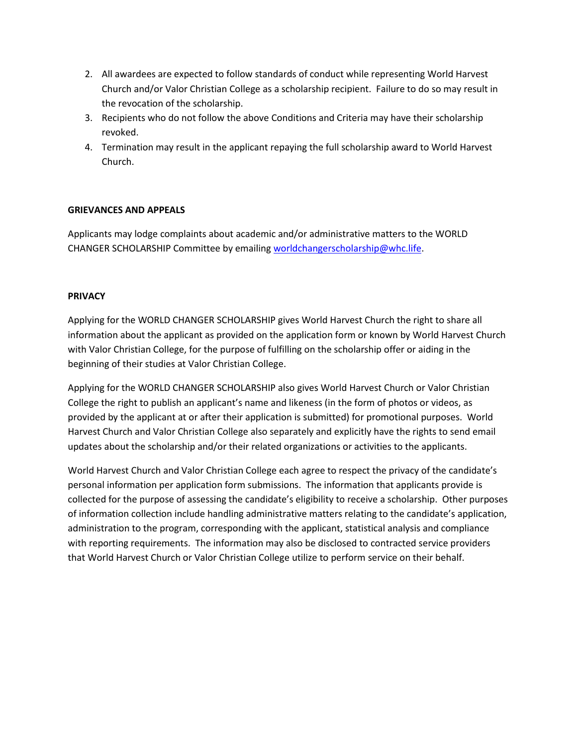2. All awardees are expected to follow standards of conduct while representing World Harvest Church and/or Valor Christian College as a scholarship recipient. Failure to do so may result in the revocation of the scholarship.
3. Recipients who do not follow the above Conditions and Criteria may have their scholarship revoked.
4. Termination may result in the applicant repaying the full scholarship award to World Harvest Church.

**GRIEVANCES AND APPEALS**

Applicants may lodge complaints about academic and/or administrative matters to the WORLD CHANGER SCHOLARSHIP Committee by emailing worldchangerscholarship@whc.life.

**PRIVACY**

Applying for the WORLD CHANGER SCHOLARSHIP gives World Harvest Church the right to share all information about the applicant as provided on the application form or known by World Harvest Church with Valor Christian College, for the purpose of fulfilling on the scholarship offer or aiding in the beginning of their studies at Valor Christian College.

Applying for the WORLD CHANGER SCHOLARSHIP also gives World Harvest Church or Valor Christian College the right to publish an applicant's name and likeness (in the form of photos or videos, as provided by the applicant at or after their application is submitted) for promotional purposes. World Harvest Church and Valor Christian College also separately and explicitly have the rights to send email updates about the scholarship and/or their related organizations or activities to the applicants.

World Harvest Church and Valor Christian College each agree to respect the privacy of the candidate's personal information per application form submissions. The information that applicants provide is collected for the purpose of assessing the candidate's eligibility to receive a scholarship. Other purposes of information collection include handling administrative matters relating to the candidate's application, administration to the program, corresponding with the applicant, statistical analysis and compliance with reporting requirements. The information may also be disclosed to contracted service providers that World Harvest Church or Valor Christian College utilize to perform service on their behalf.